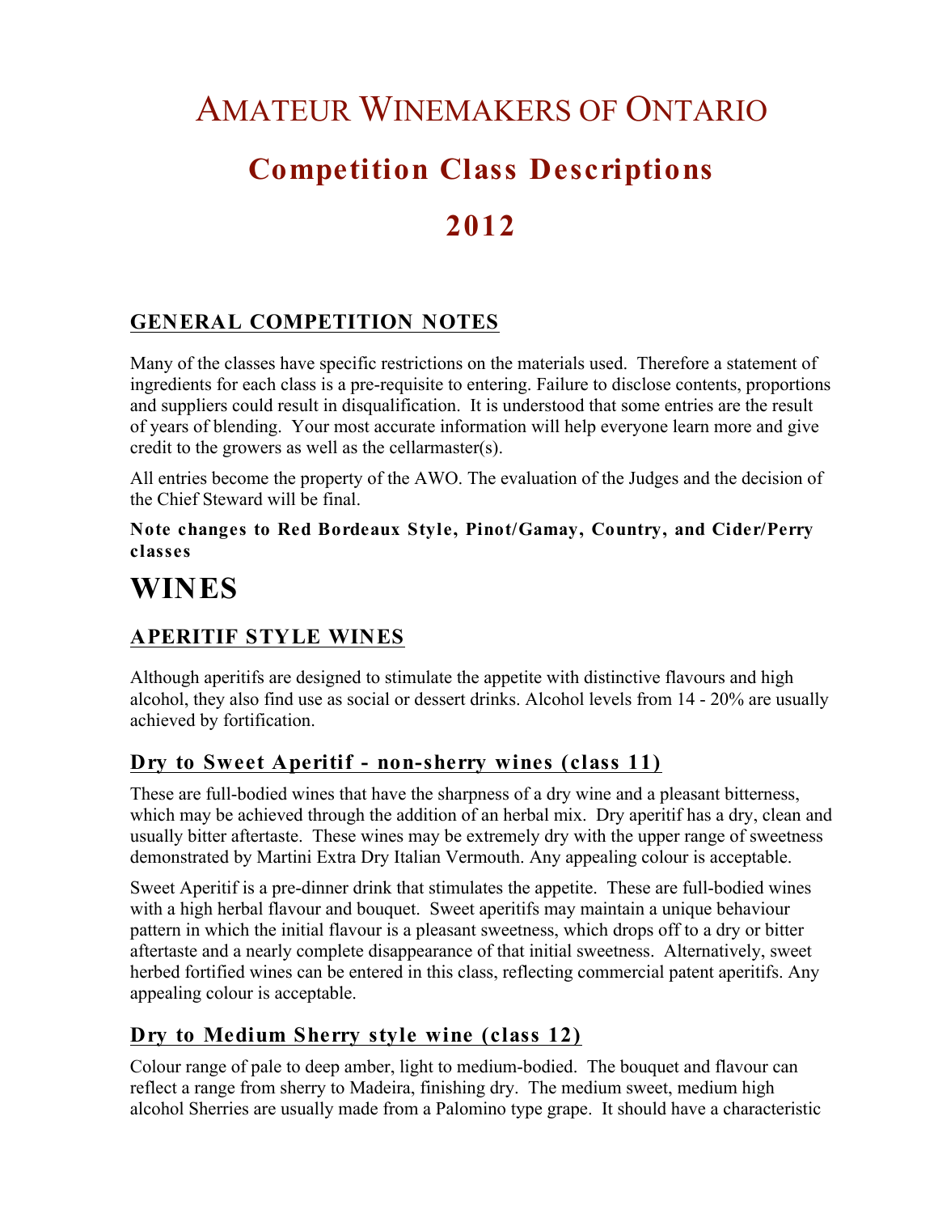# AMATEUR WINEMAKERS OF ONTARIO

# Competition Class Descriptions

# 2012

## GENERAL COMPETITION NOTES

Many of the classes have specific restrictions on the materials used. Therefore a statement of ingredients for each class is a pre-requisite to entering. Failure to disclose contents, proportions and suppliers could result in disqualification. It is understood that some entries are the result of years of blending. Your most accurate information will help everyone learn more and give credit to the growers as well as the cellarmaster(s).

All entries become the property of the AWO. The evaluation of the Judges and the decision of the Chief Steward will be final.

**Note changes to Red Bordeaux Style, Pinot/Gamay, Country, and Cider/Perry classes**

# WINES

## APERITIF STYLE WINES

Although aperitifs are designed to stimulate the appetite with distinctive flavours and high alcohol, they also find use as social or dessert drinks. Alcohol levels from 14 - 20% are usually achieved by fortification.

### Dry to Sweet Aperitif - non-sherry wines (class 11)

These are full-bodied wines that have the sharpness of a dry wine and a pleasant bitterness, which may be achieved through the addition of an herbal mix. Dry aperitif has a dry, clean and usually bitter aftertaste. These wines may be extremely dry with the upper range of sweetness demonstrated by Martini Extra Dry Italian Vermouth. Any appealing colour is acceptable.

Sweet Aperitif is a pre-dinner drink that stimulates the appetite. These are full-bodied wines with a high herbal flavour and bouquet. Sweet aperitifs may maintain a unique behaviour pattern in which the initial flavour is a pleasant sweetness, which drops off to a dry or bitter aftertaste and a nearly complete disappearance of that initial sweetness. Alternatively, sweet herbed fortified wines can be entered in this class, reflecting commercial patent aperitifs. Any appealing colour is acceptable.

### Dry to Medium Sherry style wine (class 12)

Colour range of pale to deep amber, light to medium-bodied. The bouquet and flavour can reflect a range from sherry to Madeira, finishing dry. The medium sweet, medium high alcohol Sherries are usually made from a Palomino type grape. It should have a characteristic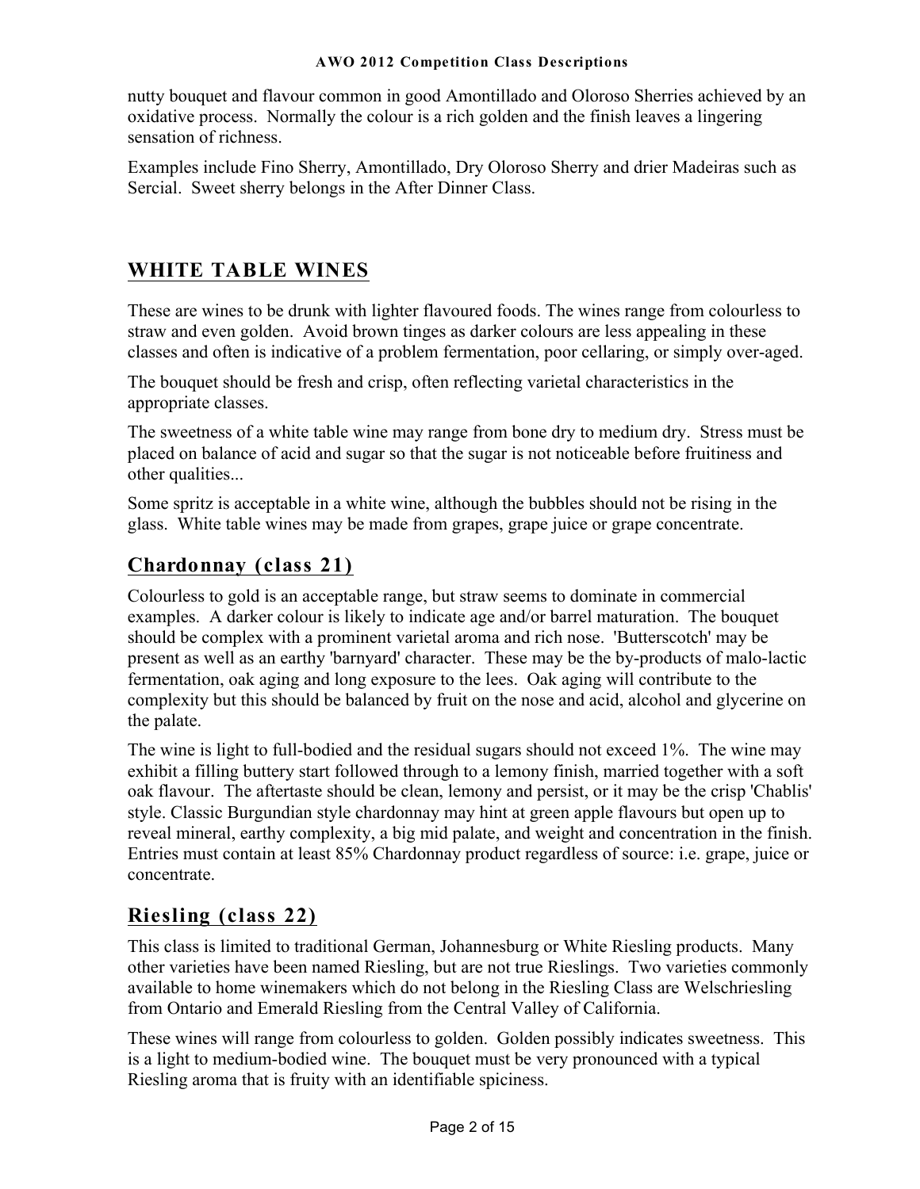nutty bouquet and flavour common in good Amontillado and Oloroso Sherries achieved by an oxidative process. Normally the colour is a rich golden and the finish leaves a lingering sensation of richness.

Examples include Fino Sherry, Amontillado, Dry Oloroso Sherry and drier Madeiras such as Sercial. Sweet sherry belongs in the After Dinner Class.

## WHITE TABLE WINES

These are wines to be drunk with lighter flavoured foods. The wines range from colourless to straw and even golden. Avoid brown tinges as darker colours are less appealing in these classes and often is indicative of a problem fermentation, poor cellaring, or simply over-aged.

The bouquet should be fresh and crisp, often reflecting varietal characteristics in the appropriate classes.

The sweetness of a white table wine may range from bone dry to medium dry. Stress must be placed on balance of acid and sugar so that the sugar is not noticeable before fruitiness and other qualities...

Some spritz is acceptable in a white wine, although the bubbles should not be rising in the glass. White table wines may be made from grapes, grape juice or grape concentrate.

### Chardonnay (class 21)

Colourless to gold is an acceptable range, but straw seems to dominate in commercial examples. A darker colour is likely to indicate age and/or barrel maturation. The bouquet should be complex with a prominent varietal aroma and rich nose. 'Butterscotch' may be present as well as an earthy 'barnyard' character. These may be the by-products of malo-lactic fermentation, oak aging and long exposure to the lees. Oak aging will contribute to the complexity but this should be balanced by fruit on the nose and acid, alcohol and glycerine on the palate.

The wine is light to full-bodied and the residual sugars should not exceed 1%. The wine may exhibit a filling buttery start followed through to a lemony finish, married together with a soft oak flavour. The aftertaste should be clean, lemony and persist, or it may be the crisp 'Chablis' style. Classic Burgundian style chardonnay may hint at green apple flavours but open up to reveal mineral, earthy complexity, a big mid palate, and weight and concentration in the finish. Entries must contain at least 85% Chardonnay product regardless of source: i.e. grape, juice or concentrate.

### Riesling (class 22)

This class is limited to traditional German, Johannesburg or White Riesling products. Many other varieties have been named Riesling, but are not true Rieslings. Two varieties commonly available to home winemakers which do not belong in the Riesling Class are Welschriesling from Ontario and Emerald Riesling from the Central Valley of California.

These wines will range from colourless to golden. Golden possibly indicates sweetness. This is a light to medium-bodied wine. The bouquet must be very pronounced with a typical Riesling aroma that is fruity with an identifiable spiciness.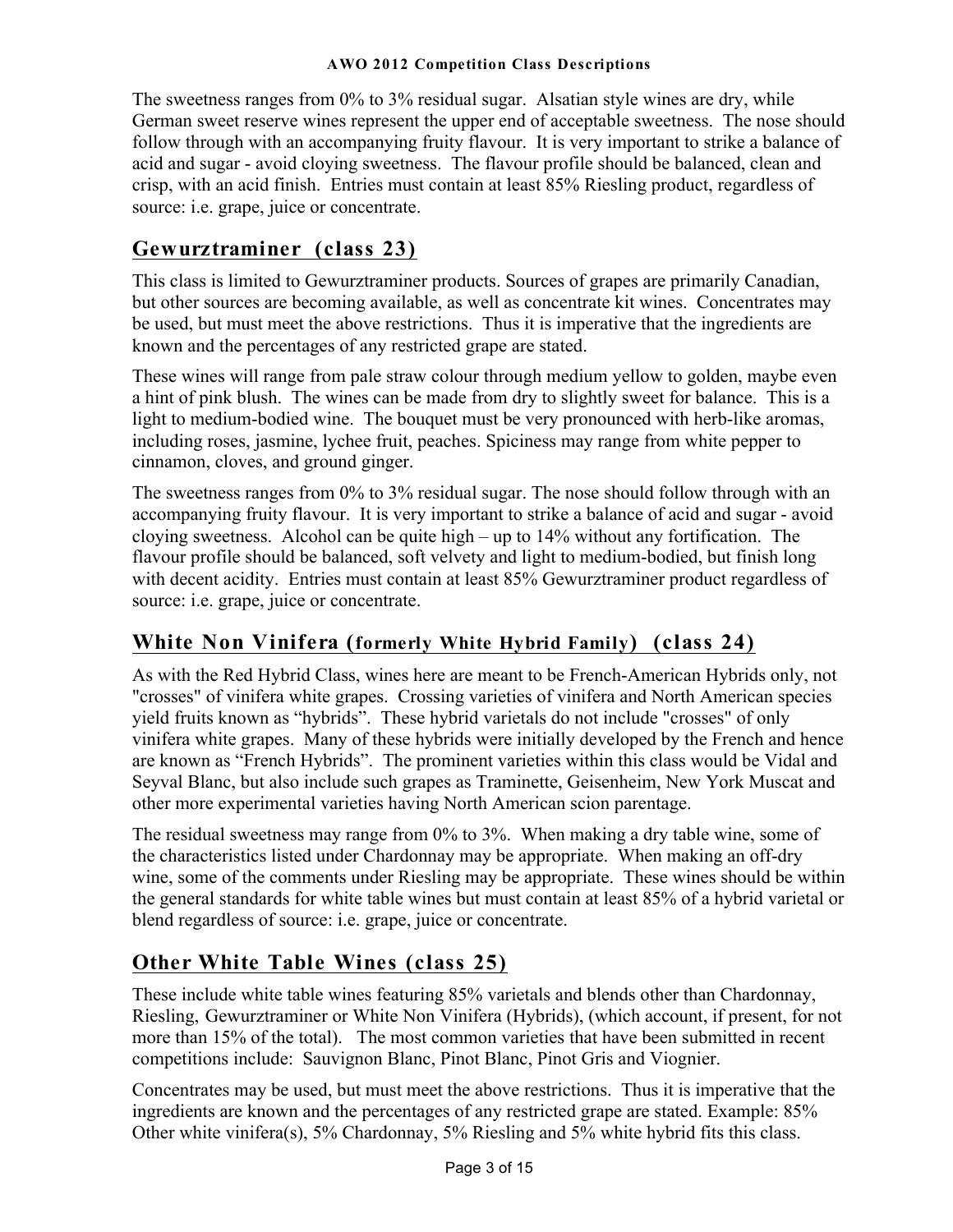The sweetness ranges from 0% to 3% residual sugar. Alsatian style wines are dry, while German sweet reserve wines represent the upper end of acceptable sweetness. The nose should follow through with an accompanying fruity flavour. It is very important to strike a balance of acid and sugar - avoid cloying sweetness. The flavour profile should be balanced, clean and crisp, with an acid finish. Entries must contain at least 85% Riesling product, regardless of source: i.e. grape, juice or concentrate.

## Gewurztraminer (class 23)

This class is limited to Gewurztraminer products. Sources of grapes are primarily Canadian, but other sources are becoming available, as well as concentrate kit wines. Concentrates may be used, but must meet the above restrictions. Thus it is imperative that the ingredients are known and the percentages of any restricted grape are stated.

These wines will range from pale straw colour through medium yellow to golden, maybe even a hint of pink blush. The wines can be made from dry to slightly sweet for balance. This is a light to medium-bodied wine. The bouquet must be very pronounced with herb-like aromas, including roses, jasmine, lychee fruit, peaches. Spiciness may range from white pepper to cinnamon, cloves, and ground ginger.

The sweetness ranges from 0% to 3% residual sugar. The nose should follow through with an accompanying fruity flavour. It is very important to strike a balance of acid and sugar - avoid cloying sweetness. Alcohol can be quite high – up to 14% without any fortification. The flavour profile should be balanced, soft velvety and light to medium-bodied, but finish long with decent acidity. Entries must contain at least 85% Gewurztraminer product regardless of source: i.e. grape, juice or concentrate.

## White Non Vinifera (formerly White Hybrid Family) (class 24)

As with the Red Hybrid Class, wines here are meant to be French-American Hybrids only, not "crosses" of vinifera white grapes. Crossing varieties of vinifera and North American species yield fruits known as “hybrids”. These hybrid varietals do not include "crosses" of only vinifera white grapes. Many of these hybrids were initially developed by the French and hence are known as “French Hybrids”. The prominent varieties within this class would be Vidal and Seyval Blanc, but also include such grapes as Traminette, Geisenheim, New York Muscat and other more experimental varieties having North American scion parentage.

The residual sweetness may range from 0% to 3%. When making a dry table wine, some of the characteristics listed under Chardonnay may be appropriate. When making an off-dry wine, some of the comments under Riesling may be appropriate. These wines should be within the general standards for white table wines but must contain at least 85% of a hybrid varietal or blend regardless of source: i.e. grape, juice or concentrate.

## Other White Table Wines (class 25)

These include white table wines featuring 85% varietals and blends other than Chardonnay, Riesling, Gewurztraminer or White Non Vinifera (Hybrids), (which account, if present, for not more than 15% of the total). The most common varieties that have been submitted in recent competitions include: Sauvignon Blanc, Pinot Blanc, Pinot Gris and Viognier.

Concentrates may be used, but must meet the above restrictions. Thus it is imperative that the ingredients are known and the percentages of any restricted grape are stated. Example: 85% Other white vinifera(s), 5% Chardonnay, 5% Riesling and 5% white hybrid fits this class.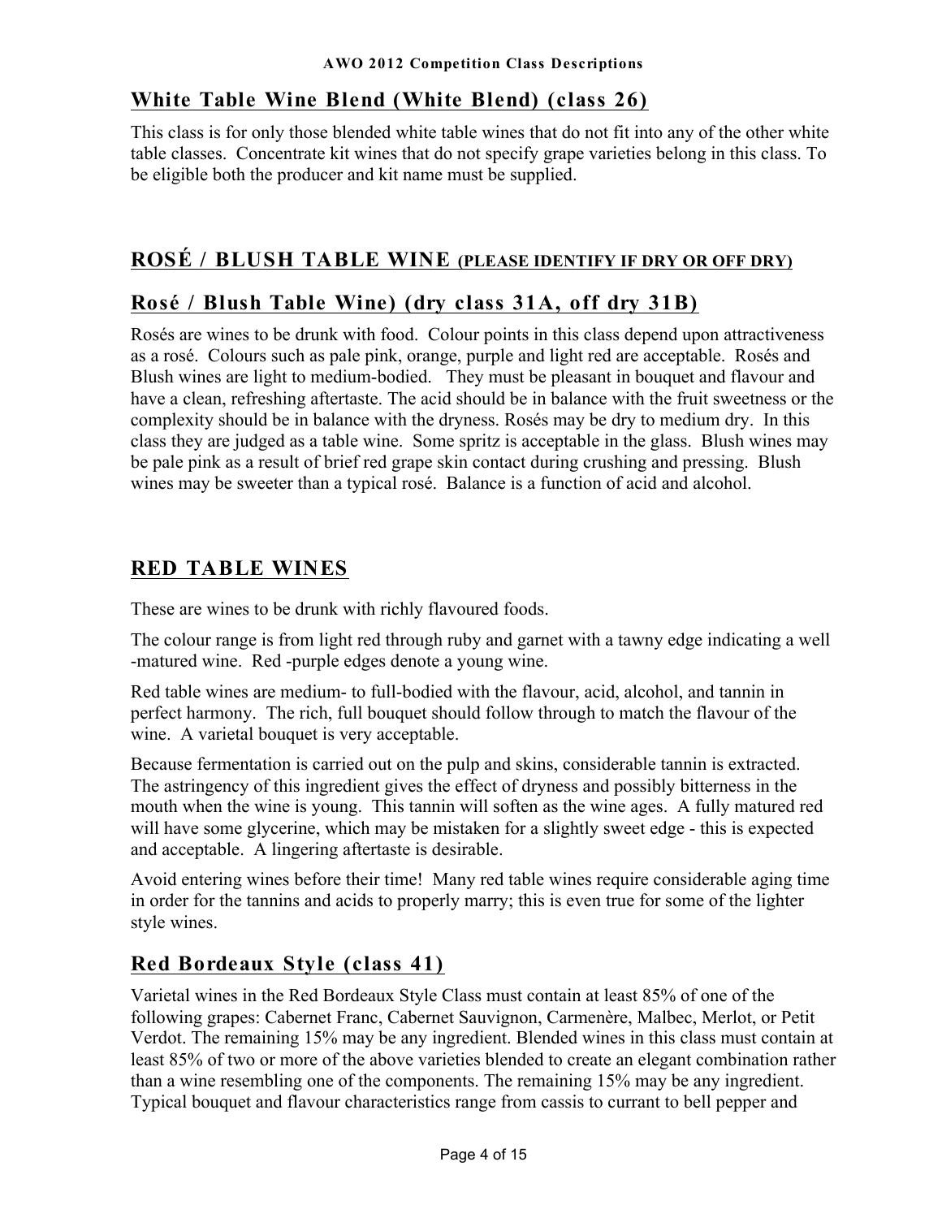## White Table Wine Blend (White Blend) (class 26)

This class is for only those blended white table wines that do not fit into any of the other white table classes. Concentrate kit wines that do not specify grape varieties belong in this class. To be eligible both the producer and kit name must be supplied.

# ROSÉ / BLUSH TABLE WINE (PLEASE IDENTIFY IF DRY OR OFF DRY)

## Rosé / Blush Table Wine) (dry class 31A, off dry 31B)

Rosés are wines to be drunk with food. Colour points in this class depend upon attractiveness as a rosé. Colours such as pale pink, orange, purple and light red are acceptable. Rosés and Blush wines are light to medium-bodied. They must be pleasant in bouquet and flavour and have a clean, refreshing aftertaste. The acid should be in balance with the fruit sweetness or the complexity should be in balance with the dryness. Rosés may be dry to medium dry. In this class they are judged as a table wine. Some spritz is acceptable in the glass. Blush wines may be pale pink as a result of brief red grape skin contact during crushing and pressing. Blush wines may be sweeter than a typical rosé. Balance is a function of acid and alcohol.

# RED TABLE WINES

These are wines to be drunk with richly flavoured foods.

The colour range is from light red through ruby and garnet with a tawny edge indicating a well -matured wine. Red -purple edges denote a young wine.

Red table wines are medium- to full-bodied with the flavour, acid, alcohol, and tannin in perfect harmony. The rich, full bouquet should follow through to match the flavour of the wine. A varietal bouquet is very acceptable.

Because fermentation is carried out on the pulp and skins, considerable tannin is extracted. The astringency of this ingredient gives the effect of dryness and possibly bitterness in the mouth when the wine is young. This tannin will soften as the wine ages. A fully matured red will have some glycerine, which may be mistaken for a slightly sweet edge - this is expected and acceptable. A lingering aftertaste is desirable.

Avoid entering wines before their time! Many red table wines require considerable aging time in order for the tannins and acids to properly marry; this is even true for some of the lighter style wines.

## Red Bordeaux Style (class 41)

Varietal wines in the Red Bordeaux Style Class must contain at least 85% of one of the following grapes: Cabernet Franc, Cabernet Sauvignon, Carmenère, Malbec, Merlot, or Petit Verdot. The remaining 15% may be any ingredient. Blended wines in this class must contain at least 85% of two or more of the above varieties blended to create an elegant combination rather than a wine resembling one of the components. The remaining 15% may be any ingredient. Typical bouquet and flavour characteristics range from cassis to currant to bell pepper and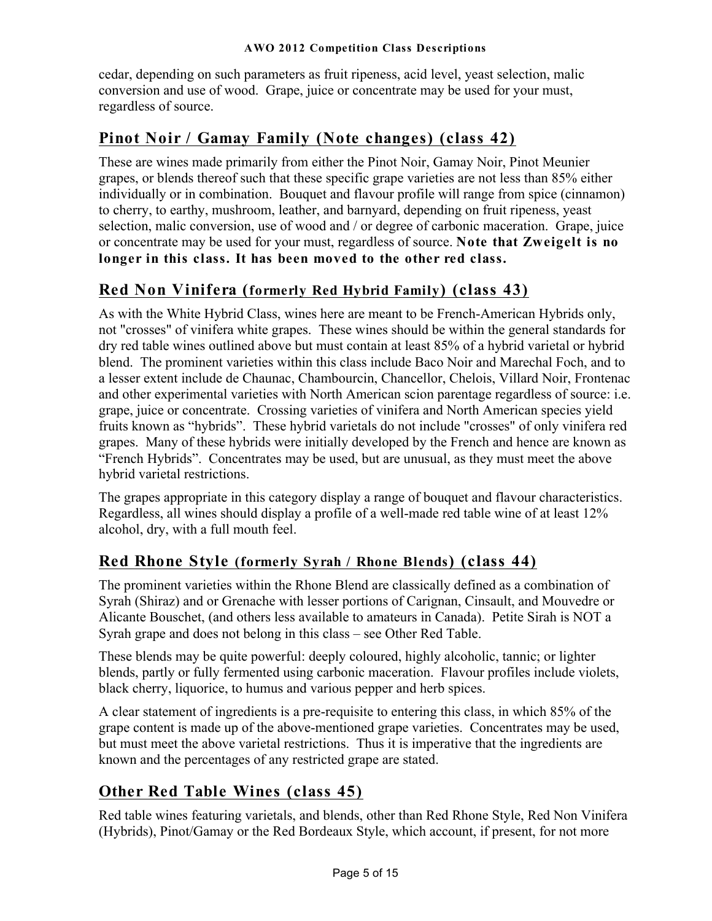cedar, depending on such parameters as fruit ripeness, acid level, yeast selection, malic conversion and use of wood. Grape, juice or concentrate may be used for your must, regardless of source.

## Pinot Noir / Gamay Family (Note changes) (class 42)

These are wines made primarily from either the Pinot Noir, Gamay Noir, Pinot Meunier grapes, or blends thereof such that these specific grape varieties are not less than 85% either individually or in combination. Bouquet and flavour profile will range from spice (cinnamon) to cherry, to earthy, mushroom, leather, and barnyard, depending on fruit ripeness, yeast selection, malic conversion, use of wood and / or degree of carbonic maceration. Grape, juice or concentrate may be used for your must, regardless of source. **Note that Zweigelt is no longer in this class. It has been moved to the other red class.**

## Red Non Vinifera (formerly Red Hybrid Family) (class 43)

As with the White Hybrid Class, wines here are meant to be French-American Hybrids only, not "crosses" of vinifera white grapes. These wines should be within the general standards for dry red table wines outlined above but must contain at least 85% of a hybrid varietal or hybrid blend. The prominent varieties within this class include Baco Noir and Marechal Foch, and to a lesser extent include de Chaunac, Chambourcin, Chancellor, Chelois, Villard Noir, Frontenac and other experimental varieties with North American scion parentage regardless of source: i.e. grape, juice or concentrate. Crossing varieties of vinifera and North American species yield fruits known as “hybrids”. These hybrid varietals do not include "crosses" of only vinifera red grapes. Many of these hybrids were initially developed by the French and hence are known as “French Hybrids”. Concentrates may be used, but are unusual, as they must meet the above hybrid varietal restrictions.

The grapes appropriate in this category display a range of bouquet and flavour characteristics. Regardless, all wines should display a profile of a well-made red table wine of at least 12% alcohol, dry, with a full mouth feel.

## Red Rhone Style (formerly Syrah / Rhone Blends) (class 44)

The prominent varieties within the Rhone Blend are classically defined as a combination of Syrah (Shiraz) and or Grenache with lesser portions of Carignan, Cinsault, and Mouvedre or Alicante Bouschet, (and others less available to amateurs in Canada). Petite Sirah is NOT a Syrah grape and does not belong in this class – see Other Red Table.

These blends may be quite powerful: deeply coloured, highly alcoholic, tannic; or lighter blends, partly or fully fermented using carbonic maceration. Flavour profiles include violets, black cherry, liquorice, to humus and various pepper and herb spices.

A clear statement of ingredients is a pre-requisite to entering this class, in which 85% of the grape content is made up of the above-mentioned grape varieties. Concentrates may be used, but must meet the above varietal restrictions. Thus it is imperative that the ingredients are known and the percentages of any restricted grape are stated.

## Other Red Table Wines (class 45)

Red table wines featuring varietals, and blends, other than Red Rhone Style, Red Non Vinifera (Hybrids), Pinot/Gamay or the Red Bordeaux Style, which account, if present, for not more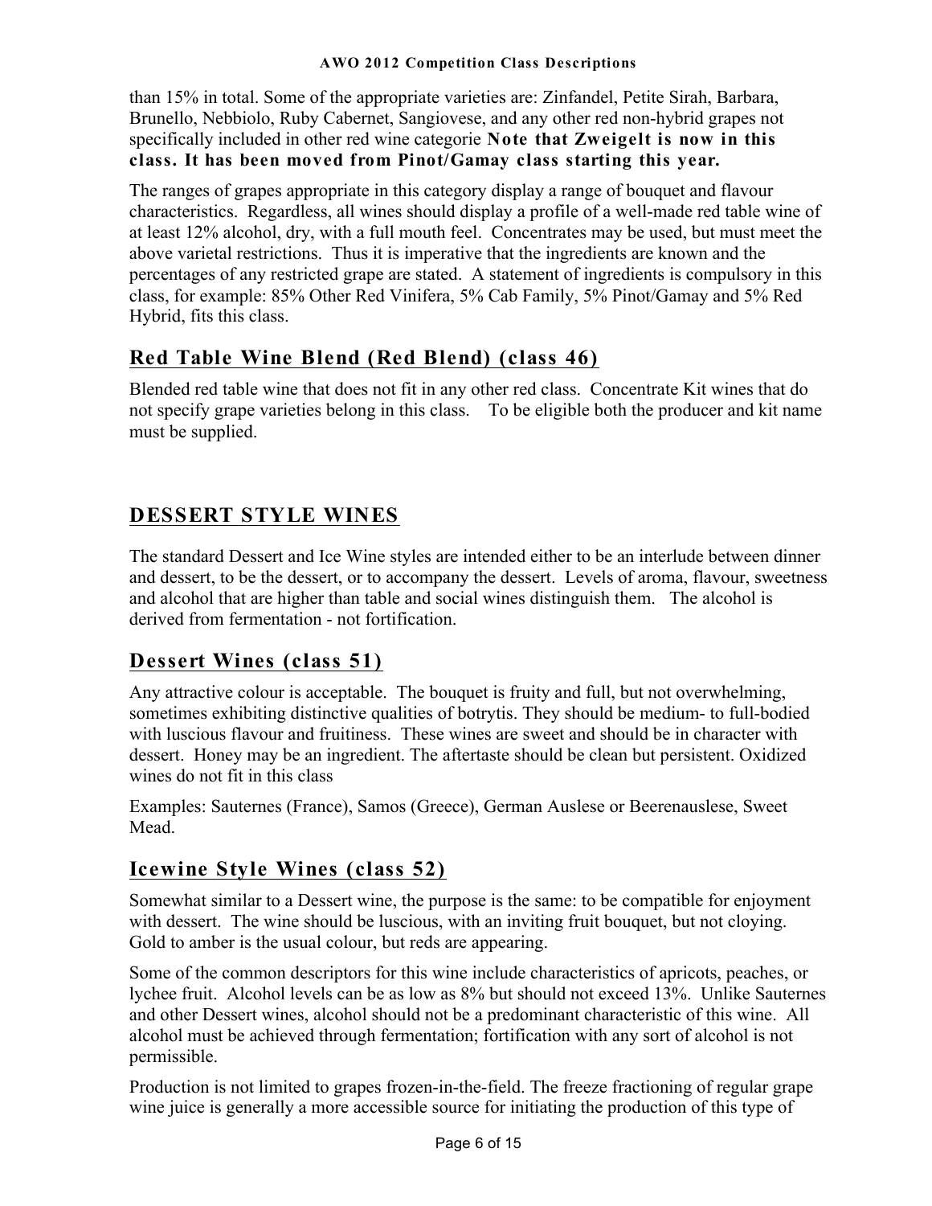than 15% in total. Some of the appropriate varieties are: Zinfandel, Petite Sirah, Barbara, Brunello, Nebbiolo, Ruby Cabernet, Sangiovese, and any other red non-hybrid grapes not specifically included in other red wine categorie **Note that Zweigelt is now in this class. It has been moved from Pinot/Gamay class starting this year.**

The ranges of grapes appropriate in this category display a range of bouquet and flavour characteristics. Regardless, all wines should display a profile of a well-made red table wine of at least 12% alcohol, dry, with a full mouth feel. Concentrates may be used, but must meet the above varietal restrictions. Thus it is imperative that the ingredients are known and the percentages of any restricted grape are stated. A statement of ingredients is compulsory in this class, for example: 85% Other Red Vinifera, 5% Cab Family, 5% Pinot/Gamay and 5% Red Hybrid, fits this class.

## Red Table Wine Blend (Red Blend) (class 46)

Blended red table wine that does not fit in any other red class. Concentrate Kit wines that do not specify grape varieties belong in this class. To be eligible both the producer and kit name must be supplied.

# DESSERT STYLE WINES

The standard Dessert and Ice Wine styles are intended either to be an interlude between dinner and dessert, to be the dessert, or to accompany the dessert. Levels of aroma, flavour, sweetness and alcohol that are higher than table and social wines distinguish them. The alcohol is derived from fermentation - not fortification.

## Dessert Wines (class 51)

Any attractive colour is acceptable. The bouquet is fruity and full, but not overwhelming, sometimes exhibiting distinctive qualities of botrytis. They should be medium- to full-bodied with luscious flavour and fruitiness. These wines are sweet and should be in character with dessert. Honey may be an ingredient. The aftertaste should be clean but persistent. Oxidized wines do not fit in this class

Examples: Sauternes (France), Samos (Greece), German Auslese or Beerenauslese, Sweet Mead.

## Icewine Style Wines (class 52)

Somewhat similar to a Dessert wine, the purpose is the same: to be compatible for enjoyment with dessert. The wine should be luscious, with an inviting fruit bouquet, but not cloying. Gold to amber is the usual colour, but reds are appearing.

Some of the common descriptors for this wine include characteristics of apricots, peaches, or lychee fruit. Alcohol levels can be as low as 8% but should not exceed 13%. Unlike Sauternes and other Dessert wines, alcohol should not be a predominant characteristic of this wine. All alcohol must be achieved through fermentation; fortification with any sort of alcohol is not permissible.

Production is not limited to grapes frozen-in-the-field. The freeze fractioning of regular grape wine juice is generally a more accessible source for initiating the production of this type of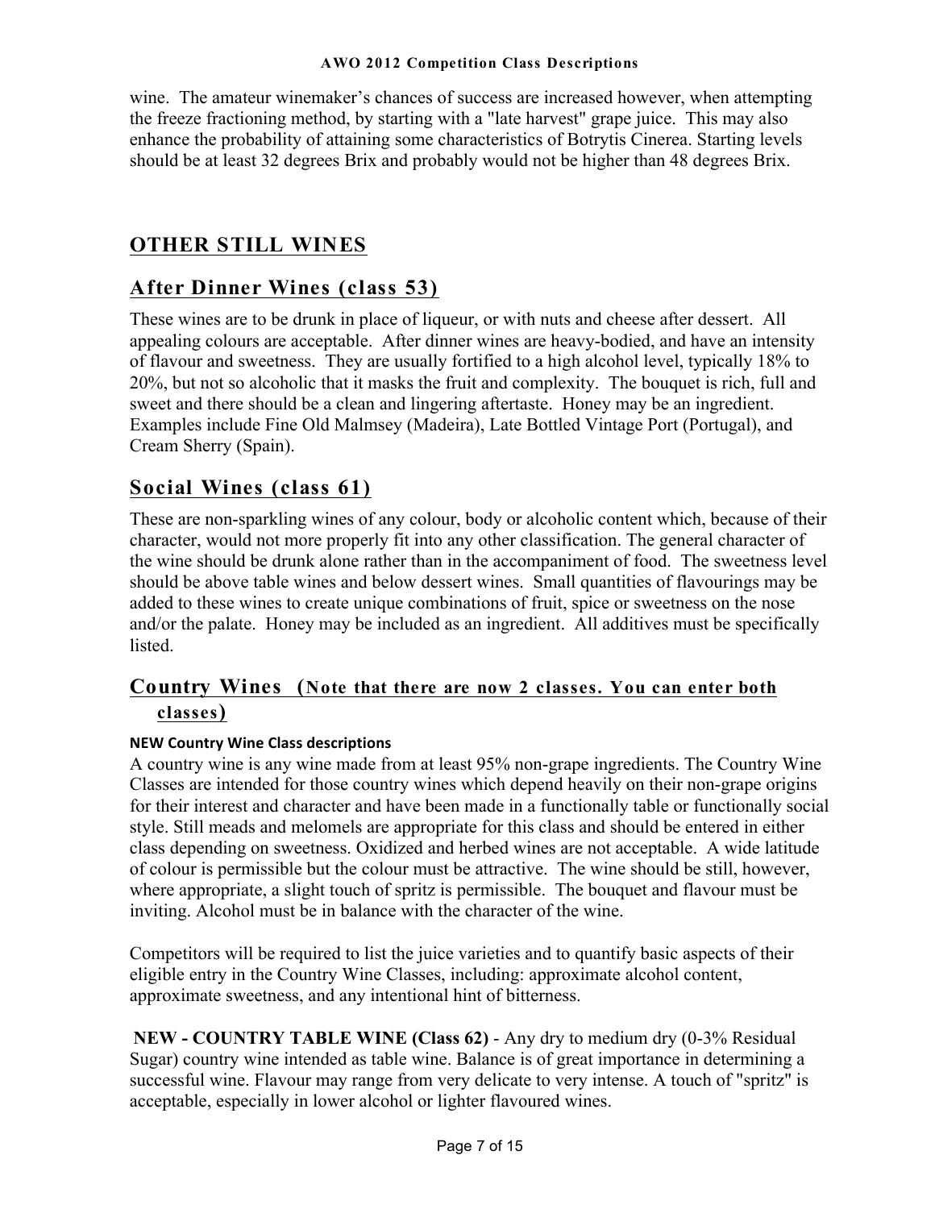wine. The amateur winemaker's chances of success are increased however, when attempting the freeze fractioning method, by starting with a "late harvest" grape juice. This may also enhance the probability of attaining some characteristics of Botrytis Cinerea. Starting levels should be at least 32 degrees Brix and probably would not be higher than 48 degrees Brix.

# OTHER STILL WINES

## After Dinner Wines (class 53)

These wines are to be drunk in place of liqueur, or with nuts and cheese after dessert. All appealing colours are acceptable. After dinner wines are heavy-bodied, and have an intensity of flavour and sweetness. They are usually fortified to a high alcohol level, typically 18% to 20%, but not so alcoholic that it masks the fruit and complexity. The bouquet is rich, full and sweet and there should be a clean and lingering aftertaste. Honey may be an ingredient. Examples include Fine Old Malmsey (Madeira), Late Bottled Vintage Port (Portugal), and Cream Sherry (Spain).

## Social Wines (class 61)

These are non-sparkling wines of any colour, body or alcoholic content which, because of their character, would not more properly fit into any other classification. The general character of the wine should be drunk alone rather than in the accompaniment of food. The sweetness level should be above table wines and below dessert wines. Small quantities of flavourings may be added to these wines to create unique combinations of fruit, spice or sweetness on the nose and/or the palate. Honey may be included as an ingredient. All additives must be specifically listed.

## Country Wines (Note that there are now 2 classes. You can enter both classes)

**NEW Country Wine Class descriptions**

A country wine is any wine made from at least 95% non-grape ingredients. The Country Wine Classes are intended for those country wines which depend heavily on their non-grape origins for their interest and character and have been made in a functionally table or functionally social style. Still meads and melomels are appropriate for this class and should be entered in either class depending on sweetness. Oxidized and herbed wines are not acceptable. A wide latitude of colour is permissible but the colour must be attractive. The wine should be still, however, where appropriate, a slight touch of spritz is permissible. The bouquet and flavour must be inviting. Alcohol must be in balance with the character of the wine.

Competitors will be required to list the juice varieties and to quantify basic aspects of their eligible entry in the Country Wine Classes, including: approximate alcohol content, approximate sweetness, and any intentional hint of bitterness.

**NEW - COUNTRY TABLE WINE (Class 62)** - Any dry to medium dry (0-3% Residual Sugar) country wine intended as table wine. Balance is of great importance in determining a successful wine. Flavour may range from very delicate to very intense. A touch of "spritz" is acceptable, especially in lower alcohol or lighter flavoured wines.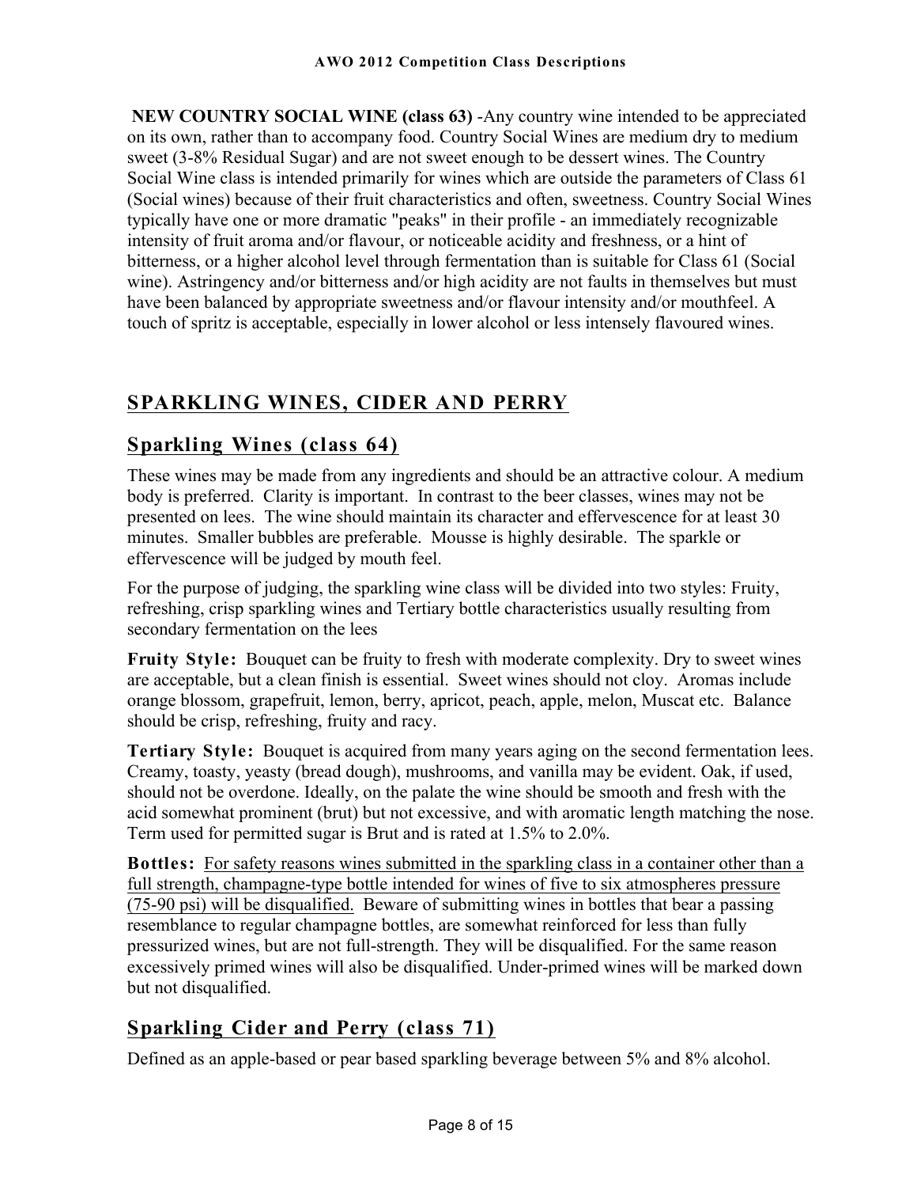**NEW COUNTRY SOCIAL WINE (class 63)** -Any country wine intended to be appreciated on its own, rather than to accompany food. Country Social Wines are medium dry to medium sweet (3-8% Residual Sugar) and are not sweet enough to be dessert wines. The Country Social Wine class is intended primarily for wines which are outside the parameters of Class 61 (Social wines) because of their fruit characteristics and often, sweetness. Country Social Wines typically have one or more dramatic "peaks" in their profile - an immediately recognizable intensity of fruit aroma and/or flavour, or noticeable acidity and freshness, or a hint of bitterness, or a higher alcohol level through fermentation than is suitable for Class 61 (Social wine). Astringency and/or bitterness and/or high acidity are not faults in themselves but must have been balanced by appropriate sweetness and/or flavour intensity and/or mouthfeel. A touch of spritz is acceptable, especially in lower alcohol or less intensely flavoured wines.

## SPARKLING WINES, CIDER AND PERRY

### Sparkling Wines (class 64)

These wines may be made from any ingredients and should be an attractive colour. A medium body is preferred. Clarity is important. In contrast to the beer classes, wines may not be presented on lees. The wine should maintain its character and effervescence for at least 30 minutes. Smaller bubbles are preferable. Mousse is highly desirable. The sparkle or effervescence will be judged by mouth feel.

For the purpose of judging, the sparkling wine class will be divided into two styles: Fruity, refreshing, crisp sparkling wines and Tertiary bottle characteristics usually resulting from secondary fermentation on the lees

**Fruity Style:** Bouquet can be fruity to fresh with moderate complexity. Dry to sweet wines are acceptable, but a clean finish is essential. Sweet wines should not cloy. Aromas include orange blossom, grapefruit, lemon, berry, apricot, peach, apple, melon, Muscat etc. Balance should be crisp, refreshing, fruity and racy.

**Tertiary Style:** Bouquet is acquired from many years aging on the second fermentation lees. Creamy, toasty, yeasty (bread dough), mushrooms, and vanilla may be evident. Oak, if used, should not be overdone. Ideally, on the palate the wine should be smooth and fresh with the acid somewhat prominent (brut) but not excessive, and with aromatic length matching the nose. Term used for permitted sugar is Brut and is rated at 1.5% to 2.0%.

**Bottles:** For safety reasons wines submitted in the sparkling class in a container other than a full strength, champagne-type bottle intended for wines of five to six atmospheres pressure (75-90 psi) will be disqualified. Beware of submitting wines in bottles that bear a passing resemblance to regular champagne bottles, are somewhat reinforced for less than fully pressurized wines, but are not full-strength. They will be disqualified. For the same reason excessively primed wines will also be disqualified. Under-primed wines will be marked down but not disqualified.

### Sparkling Cider and Perry (class 71)

Defined as an apple-based or pear based sparkling beverage between 5% and 8% alcohol.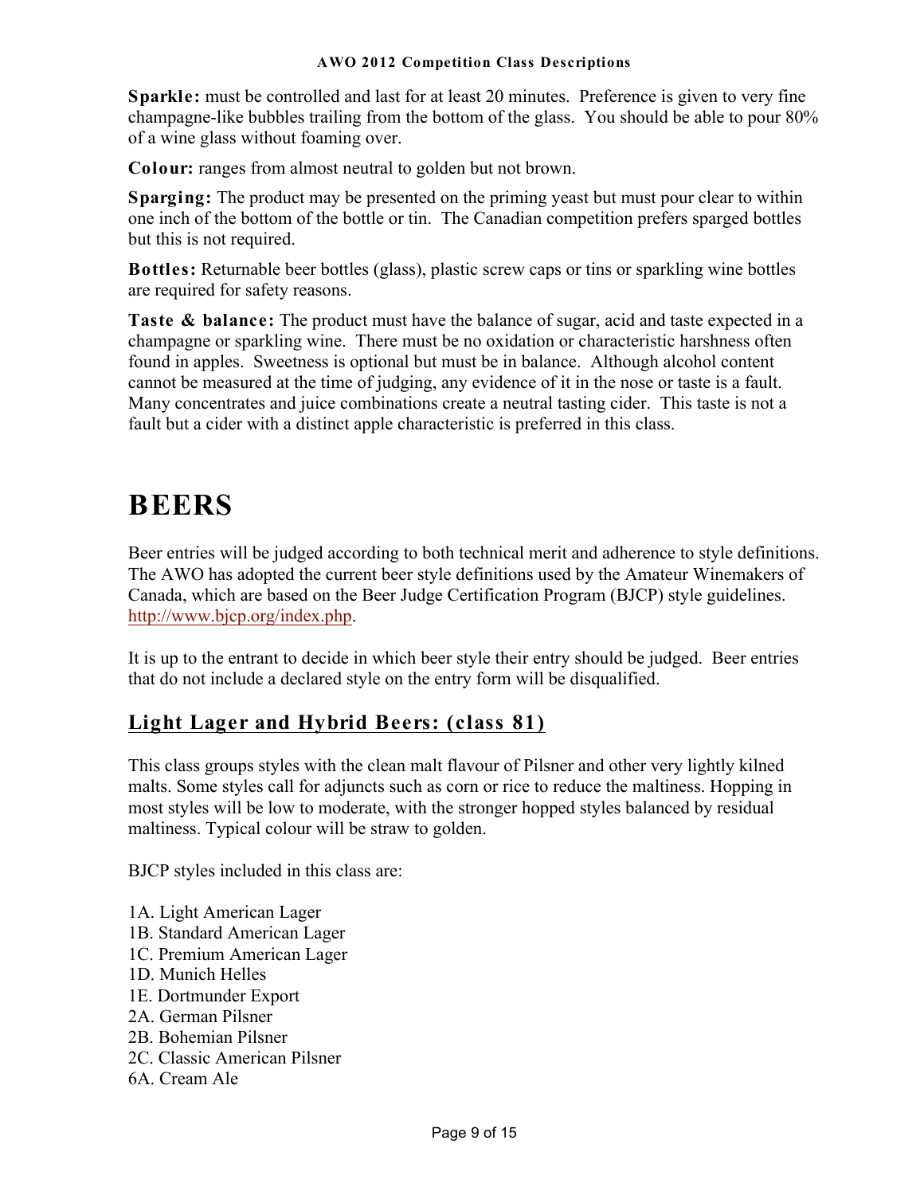**Sparkle:** must be controlled and last for at least 20 minutes. Preference is given to very fine champagne-like bubbles trailing from the bottom of the glass. You should be able to pour 80% of a wine glass without foaming over.

**Colour:** ranges from almost neutral to golden but not brown.

**Sparging:** The product may be presented on the priming yeast but must pour clear to within one inch of the bottom of the bottle or tin. The Canadian competition prefers sparged bottles but this is not required.

**Bottles:** Returnable beer bottles (glass), plastic screw caps or tins or sparkling wine bottles are required for safety reasons.

**Taste & balance:** The product must have the balance of sugar, acid and taste expected in a champagne or sparkling wine. There must be no oxidation or characteristic harshness often found in apples. Sweetness is optional but must be in balance. Although alcohol content cannot be measured at the time of judging, any evidence of it in the nose or taste is a fault. Many concentrates and juice combinations create a neutral tasting cider. This taste is not a fault but a cider with a distinct apple characteristic is preferred in this class.

# BEERS

Beer entries will be judged according to both technical merit and adherence to style definitions. The AWO has adopted the current beer style definitions used by the Amateur Winemakers of Canada, which are based on the Beer Judge Certification Program (BJCP) style guidelines. http://www.bjcp.org/index.php.

It is up to the entrant to decide in which beer style their entry should be judged. Beer entries that do not include a declared style on the entry form will be disqualified.

## Light Lager and Hybrid Beers: (class 81)

This class groups styles with the clean malt flavour of Pilsner and other very lightly kilned malts. Some styles call for adjuncts such as corn or rice to reduce the maltiness. Hopping in most styles will be low to moderate, with the stronger hopped styles balanced by residual maltiness. Typical colour will be straw to golden.

BJCP styles included in this class are:

1A. Light American Lager
1B. Standard American Lager
1C. Premium American Lager
1D. Munich Helles
1E. Dortmunder Export
2A. German Pilsner
2B. Bohemian Pilsner
2C. Classic American Pilsner
6A. Cream Ale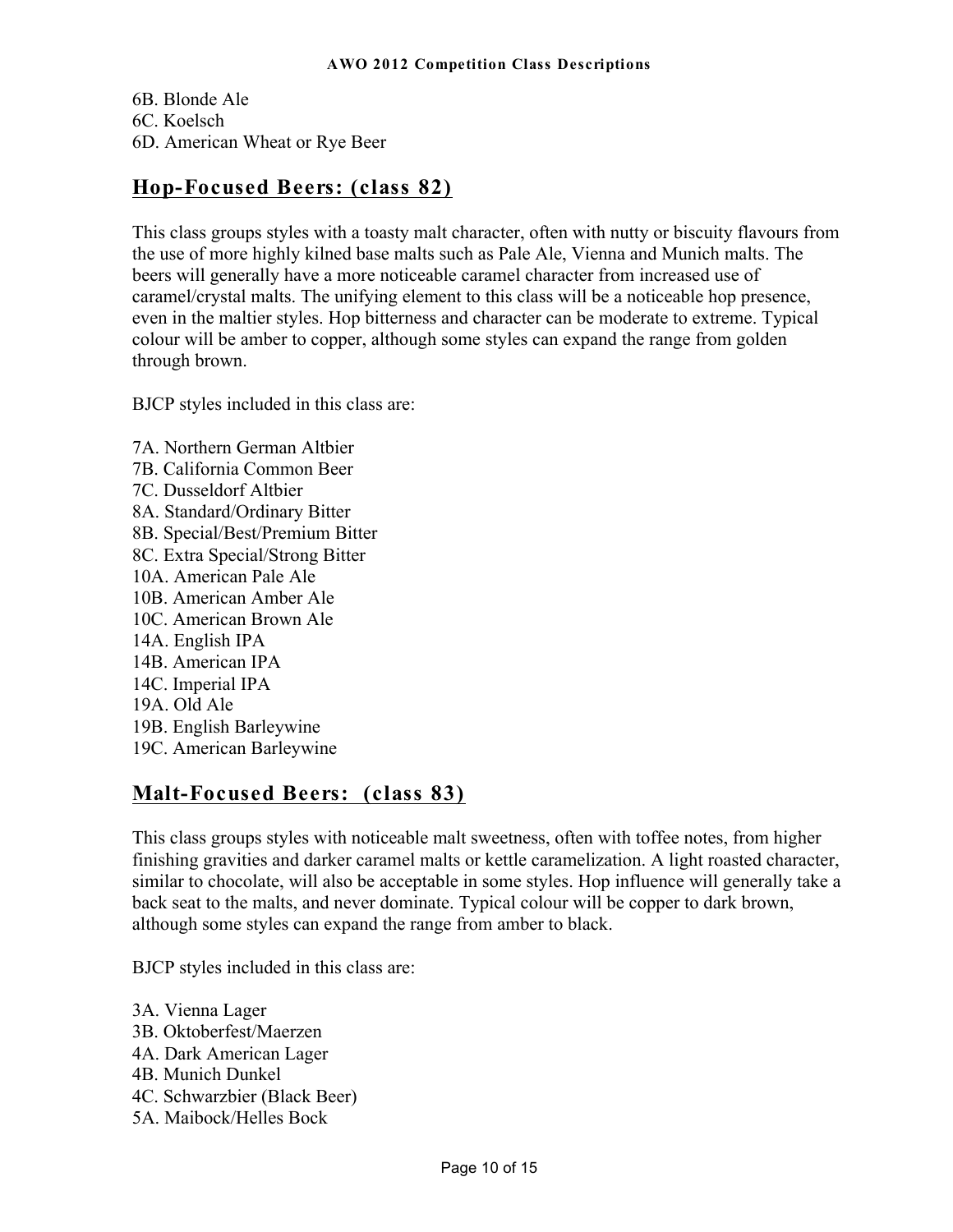6B. Blonde Ale
6C. Koelsch
6D. American Wheat or Rye Beer

## Hop-Focused Beers: (class 82)

This class groups styles with a toasty malt character, often with nutty or biscuity flavours from the use of more highly kilned base malts such as Pale Ale, Vienna and Munich malts. The beers will generally have a more noticeable caramel character from increased use of caramel/crystal malts. The unifying element to this class will be a noticeable hop presence, even in the maltier styles. Hop bitterness and character can be moderate to extreme. Typical colour will be amber to copper, although some styles can expand the range from golden through brown.

BJCP styles included in this class are:

7A. Northern German Altbier
7B. California Common Beer
7C. Dusseldorf Altbier
8A. Standard/Ordinary Bitter
8B. Special/Best/Premium Bitter
8C. Extra Special/Strong Bitter
10A. American Pale Ale
10B. American Amber Ale
10C. American Brown Ale
14A. English IPA
14B. American IPA
14C. Imperial IPA
19A. Old Ale
19B. English Barleywine
19C. American Barleywine

## Malt-Focused Beers: (class 83)

This class groups styles with noticeable malt sweetness, often with toffee notes, from higher finishing gravities and darker caramel malts or kettle caramelization. A light roasted character, similar to chocolate, will also be acceptable in some styles. Hop influence will generally take a back seat to the malts, and never dominate. Typical colour will be copper to dark brown, although some styles can expand the range from amber to black.

BJCP styles included in this class are:

3A. Vienna Lager
3B. Oktoberfest/Maerzen
4A. Dark American Lager
4B. Munich Dunkel
4C. Schwarzbier (Black Beer)
5A. Maibock/Helles Bock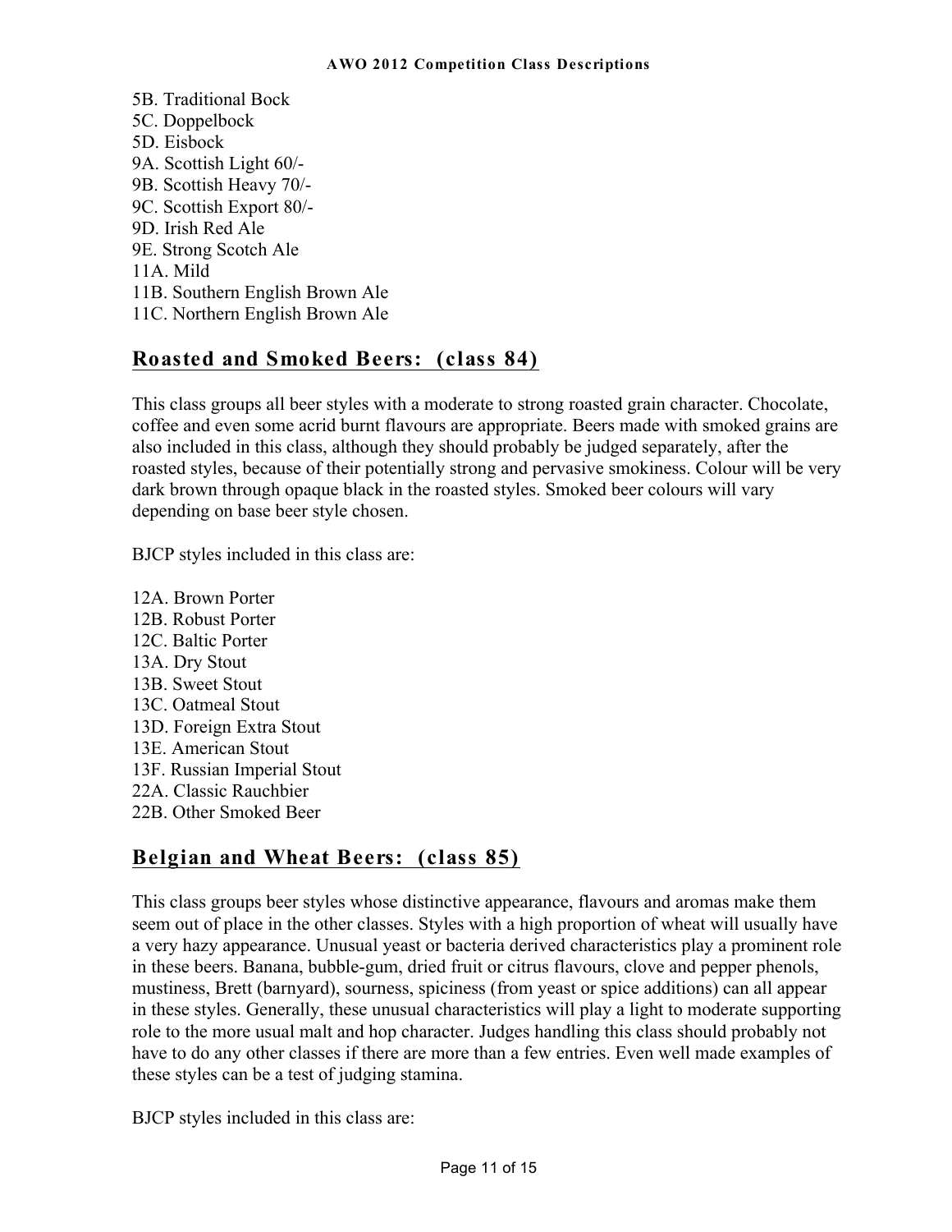5B. Traditional Bock
5C. Doppelbock
5D. Eisbock
9A. Scottish Light 60/-
9B. Scottish Heavy 70/-
9C. Scottish Export 80/-
9D. Irish Red Ale
9E. Strong Scotch Ale
11A. Mild
11B. Southern English Brown Ale
11C. Northern English Brown Ale

## Roasted and Smoked Beers: (class 84)

This class groups all beer styles with a moderate to strong roasted grain character. Chocolate, coffee and even some acrid burnt flavours are appropriate. Beers made with smoked grains are also included in this class, although they should probably be judged separately, after the roasted styles, because of their potentially strong and pervasive smokiness. Colour will be very dark brown through opaque black in the roasted styles. Smoked beer colours will vary depending on base beer style chosen.

BJCP styles included in this class are:

12A. Brown Porter
12B. Robust Porter
12C. Baltic Porter
13A. Dry Stout
13B. Sweet Stout
13C. Oatmeal Stout
13D. Foreign Extra Stout
13E. American Stout
13F. Russian Imperial Stout
22A. Classic Rauchbier
22B. Other Smoked Beer

## Belgian and Wheat Beers: (class 85)

This class groups beer styles whose distinctive appearance, flavours and aromas make them seem out of place in the other classes. Styles with a high proportion of wheat will usually have a very hazy appearance. Unusual yeast or bacteria derived characteristics play a prominent role in these beers. Banana, bubble-gum, dried fruit or citrus flavours, clove and pepper phenols, mustiness, Brett (barnyard), sourness, spiciness (from yeast or spice additions) can all appear in these styles. Generally, these unusual characteristics will play a light to moderate supporting role to the more usual malt and hop character. Judges handling this class should probably not have to do any other classes if there are more than a few entries. Even well made examples of these styles can be a test of judging stamina.

BJCP styles included in this class are: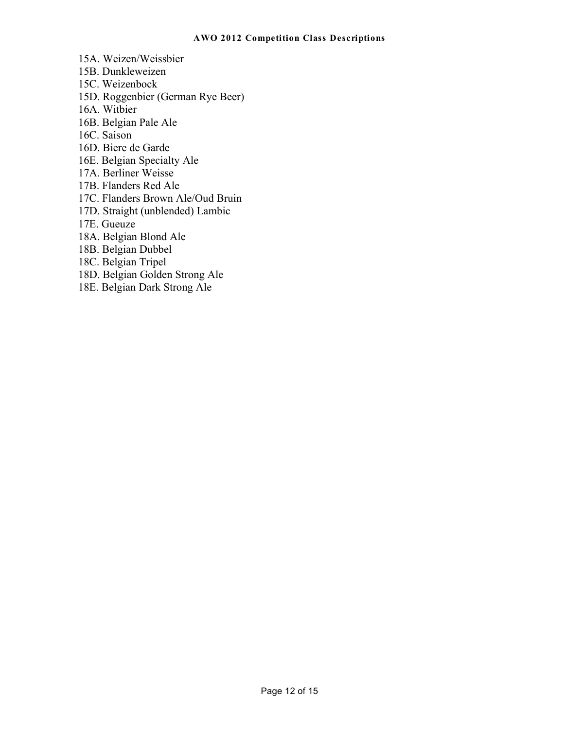15A. Weizen/Weissbier
15B. Dunkleweizen
15C. Weizenbock
15D. Roggenbier (German Rye Beer)
16A. Witbier
16B. Belgian Pale Ale
16C. Saison
16D. Biere de Garde
16E. Belgian Specialty Ale
17A. Berliner Weisse
17B. Flanders Red Ale
17C. Flanders Brown Ale/Oud Bruin
17D. Straight (unblended) Lambic
17E. Gueuze
18A. Belgian Blond Ale
18B. Belgian Dubbel
18C. Belgian Tripel
18D. Belgian Golden Strong Ale
18E. Belgian Dark Strong Ale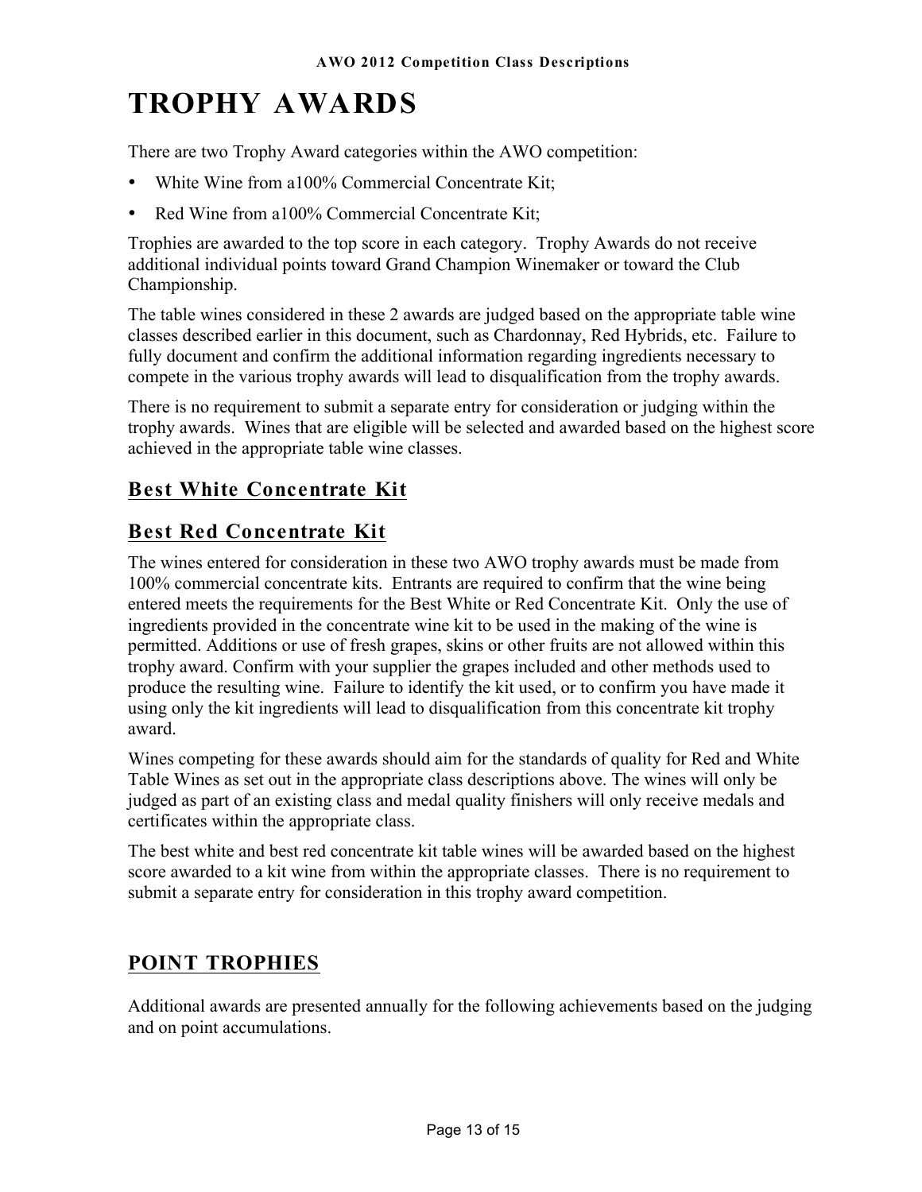# TROPHY AWARDS

There are two Trophy Award categories within the AWO competition:

- White Wine from a100% Commercial Concentrate Kit;
- Red Wine from a100% Commercial Concentrate Kit;

Trophies are awarded to the top score in each category. Trophy Awards do not receive additional individual points toward Grand Champion Winemaker or toward the Club Championship.

The table wines considered in these 2 awards are judged based on the appropriate table wine classes described earlier in this document, such as Chardonnay, Red Hybrids, etc. Failure to fully document and confirm the additional information regarding ingredients necessary to compete in the various trophy awards will lead to disqualification from the trophy awards.

There is no requirement to submit a separate entry for consideration or judging within the trophy awards. Wines that are eligible will be selected and awarded based on the highest score achieved in the appropriate table wine classes.

## Best White Concentrate Kit

## Best Red Concentrate Kit

The wines entered for consideration in these two AWO trophy awards must be made from 100% commercial concentrate kits. Entrants are required to confirm that the wine being entered meets the requirements for the Best White or Red Concentrate Kit. Only the use of ingredients provided in the concentrate wine kit to be used in the making of the wine is permitted. Additions or use of fresh grapes, skins or other fruits are not allowed within this trophy award. Confirm with your supplier the grapes included and other methods used to produce the resulting wine. Failure to identify the kit used, or to confirm you have made it using only the kit ingredients will lead to disqualification from this concentrate kit trophy award.

Wines competing for these awards should aim for the standards of quality for Red and White Table Wines as set out in the appropriate class descriptions above. The wines will only be judged as part of an existing class and medal quality finishers will only receive medals and certificates within the appropriate class.

The best white and best red concentrate kit table wines will be awarded based on the highest score awarded to a kit wine from within the appropriate classes. There is no requirement to submit a separate entry for consideration in this trophy award competition.

## POINT TROPHIES

Additional awards are presented annually for the following achievements based on the judging and on point accumulations.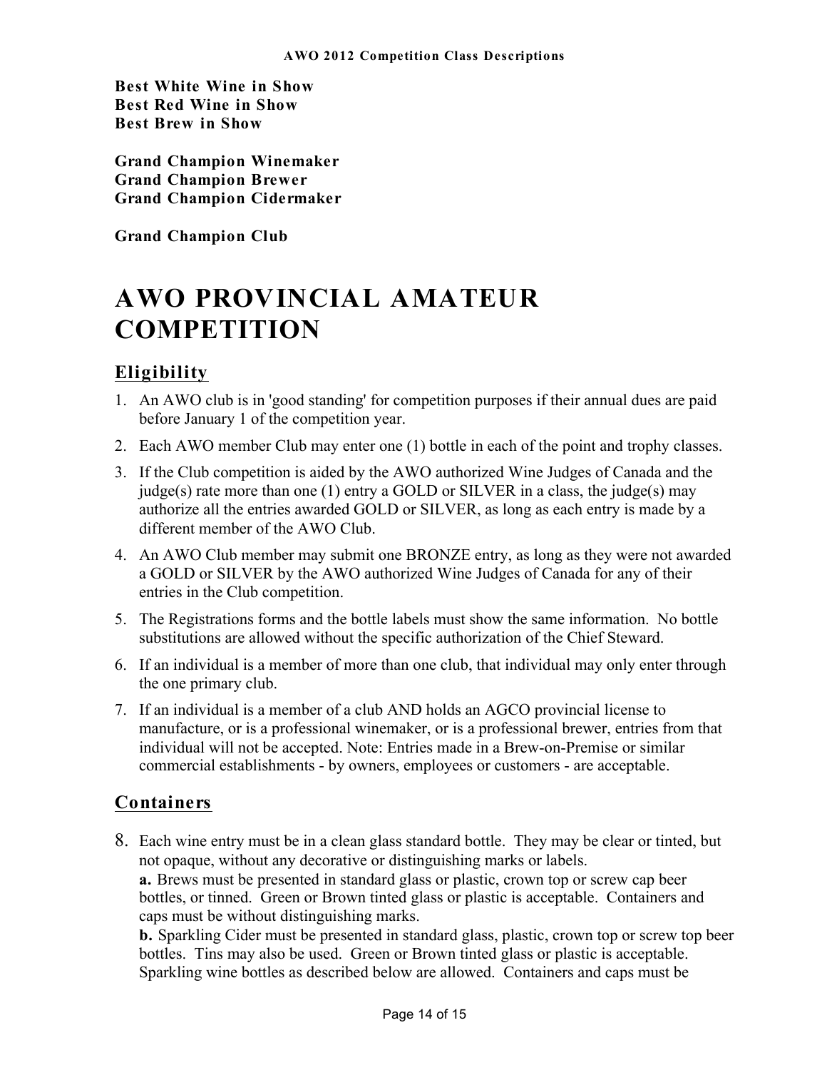**Best White Wine in Show**
**Best Red Wine in Show**
**Best Brew in Show**

**Grand Champion Winemaker**
**Grand Champion Brewer**
**Grand Champion Cidermaker**

**Grand Champion Club**

# AWO PROVINCIAL AMATEUR COMPETITION

## Eligibility

1. An AWO club is in 'good standing' for competition purposes if their annual dues are paid before January 1 of the competition year.
2. Each AWO member Club may enter one (1) bottle in each of the point and trophy classes.
3. If the Club competition is aided by the AWO authorized Wine Judges of Canada and the judge(s) rate more than one (1) entry a GOLD or SILVER in a class, the judge(s) may authorize all the entries awarded GOLD or SILVER, as long as each entry is made by a different member of the AWO Club.
4. An AWO Club member may submit one BRONZE entry, as long as they were not awarded a GOLD or SILVER by the AWO authorized Wine Judges of Canada for any of their entries in the Club competition.
5. The Registrations forms and the bottle labels must show the same information. No bottle substitutions are allowed without the specific authorization of the Chief Steward.
6. If an individual is a member of more than one club, that individual may only enter through the one primary club.
7. If an individual is a member of a club AND holds an AGCO provincial license to manufacture, or is a professional winemaker, or is a professional brewer, entries from that individual will not be accepted. Note: Entries made in a Brew-on-Premise or similar commercial establishments - by owners, employees or customers - are acceptable.

## Containers

8. Each wine entry must be in a clean glass standard bottle. They may be clear or tinted, but not opaque, without any decorative or distinguishing marks or labels.
   **a.** Brews must be presented in standard glass or plastic, crown top or screw cap beer bottles, or tinned. Green or Brown tinted glass or plastic is acceptable. Containers and caps must be without distinguishing marks.
   **b.** Sparkling Cider must be presented in standard glass, plastic, crown top or screw top beer bottles. Tins may also be used. Green or Brown tinted glass or plastic is acceptable. Sparkling wine bottles as described below are allowed. Containers and caps must be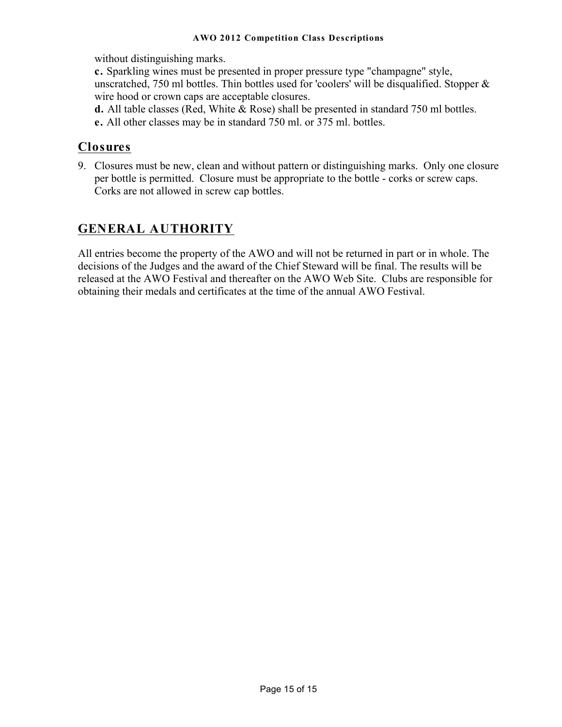without distinguishing marks.

**c.** Sparkling wines must be presented in proper pressure type "champagne" style, unscratched, 750 ml bottles. Thin bottles used for 'coolers' will be disqualified. Stopper & wire hood or crown caps are acceptable closures.

**d.** All table classes (Red, White & Rose) shall be presented in standard 750 ml bottles.

**e.** All other classes may be in standard 750 ml. or 375 ml. bottles.

## Closures

9. Closures must be new, clean and without pattern or distinguishing marks. Only one closure per bottle is permitted. Closure must be appropriate to the bottle - corks or screw caps. Corks are not allowed in screw cap bottles.

## GENERAL AUTHORITY

All entries become the property of the AWO and will not be returned in part or in whole. The decisions of the Judges and the award of the Chief Steward will be final. The results will be released at the AWO Festival and thereafter on the AWO Web Site. Clubs are responsible for obtaining their medals and certificates at the time of the annual AWO Festival.